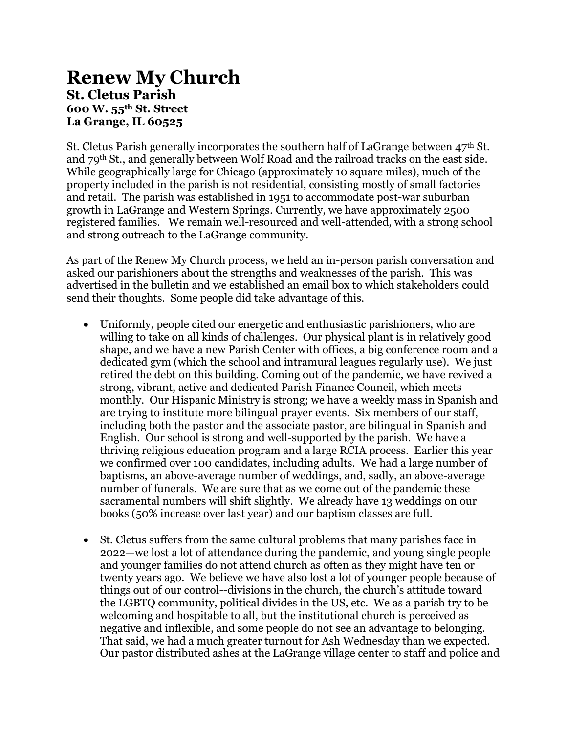# Renew My Church

## St. Cletus Parish
## 600 W. 55th St. Street
## La Grange, IL 60525

St. Cletus Parish generally incorporates the southern half of LaGrange between 47th St. and 79th St., and generally between Wolf Road and the railroad tracks on the east side. While geographically large for Chicago (approximately 10 square miles), much of the property included in the parish is not residential, consisting mostly of small factories and retail. The parish was established in 1951 to accommodate post-war suburban growth in LaGrange and Western Springs. Currently, we have approximately 2500 registered families. We remain well-resourced and well-attended, with a strong school and strong outreach to the LaGrange community.

As part of the Renew My Church process, we held an in-person parish conversation and asked our parishioners about the strengths and weaknesses of the parish. This was advertised in the bulletin and we established an email box to which stakeholders could send their thoughts. Some people did take advantage of this.

- Uniformly, people cited our energetic and enthusiastic parishioners, who are willing to take on all kinds of challenges. Our physical plant is in relatively good shape, and we have a new Parish Center with offices, a big conference room and a dedicated gym (which the school and intramural leagues regularly use). We just retired the debt on this building. Coming out of the pandemic, we have revived a strong, vibrant, active and dedicated Parish Finance Council, which meets monthly. Our Hispanic Ministry is strong; we have a weekly mass in Spanish and are trying to institute more bilingual prayer events. Six members of our staff, including both the pastor and the associate pastor, are bilingual in Spanish and English. Our school is strong and well-supported by the parish. We have a thriving religious education program and a large RCIA process. Earlier this year we confirmed over 100 candidates, including adults. We had a large number of baptisms, an above-average number of weddings, and, sadly, an above-average number of funerals. We are sure that as we come out of the pandemic these sacramental numbers will shift slightly. We already have 13 weddings on our books (50% increase over last year) and our baptism classes are full.

- St. Cletus suffers from the same cultural problems that many parishes face in 2022—we lost a lot of attendance during the pandemic, and young single people and younger families do not attend church as often as they might have ten or twenty years ago. We believe we have also lost a lot of younger people because of things out of our control--divisions in the church, the church's attitude toward the LGBTQ community, political divides in the US, etc. We as a parish try to be welcoming and hospitable to all, but the institutional church is perceived as negative and inflexible, and some people do not see an advantage to belonging. That said, we had a much greater turnout for Ash Wednesday than we expected. Our pastor distributed ashes at the LaGrange village center to staff and police and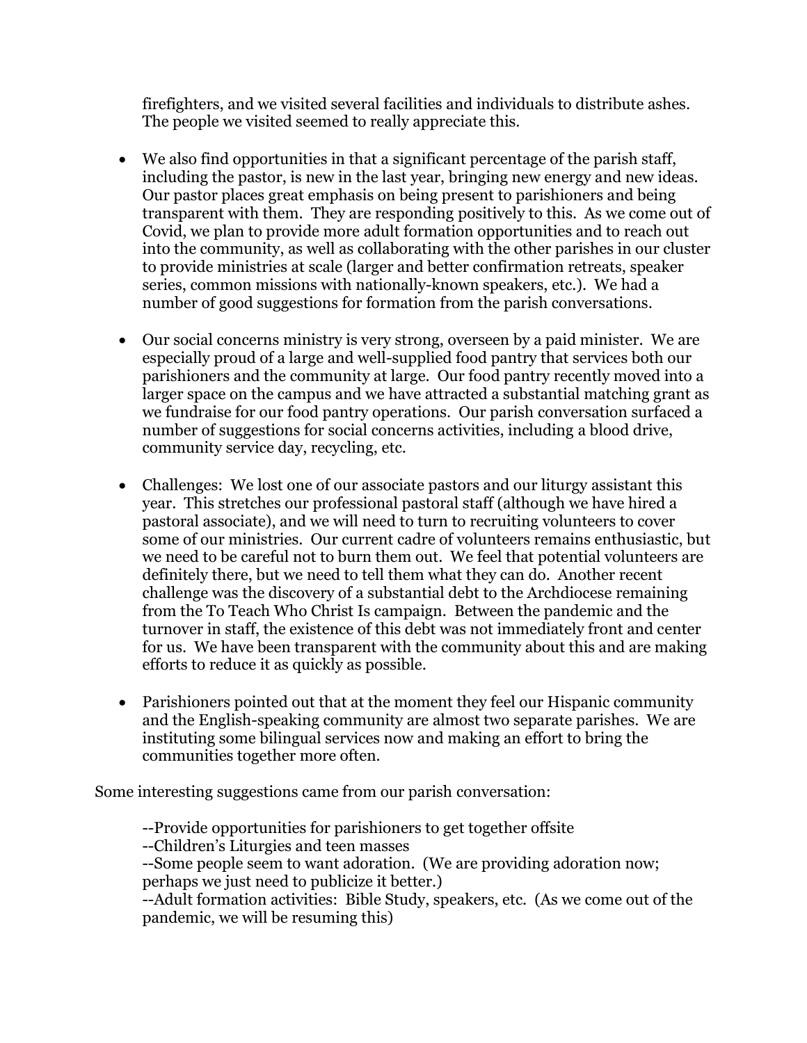firefighters, and we visited several facilities and individuals to distribute ashes. The people we visited seemed to really appreciate this.

- We also find opportunities in that a significant percentage of the parish staff, including the pastor, is new in the last year, bringing new energy and new ideas. Our pastor places great emphasis on being present to parishioners and being transparent with them. They are responding positively to this. As we come out of Covid, we plan to provide more adult formation opportunities and to reach out into the community, as well as collaborating with the other parishes in our cluster to provide ministries at scale (larger and better confirmation retreats, speaker series, common missions with nationally-known speakers, etc.). We had a number of good suggestions for formation from the parish conversations.

- Our social concerns ministry is very strong, overseen by a paid minister. We are especially proud of a large and well-supplied food pantry that services both our parishioners and the community at large. Our food pantry recently moved into a larger space on the campus and we have attracted a substantial matching grant as we fundraise for our food pantry operations. Our parish conversation surfaced a number of suggestions for social concerns activities, including a blood drive, community service day, recycling, etc.

- Challenges: We lost one of our associate pastors and our liturgy assistant this year. This stretches our professional pastoral staff (although we have hired a pastoral associate), and we will need to turn to recruiting volunteers to cover some of our ministries. Our current cadre of volunteers remains enthusiastic, but we need to be careful not to burn them out. We feel that potential volunteers are definitely there, but we need to tell them what they can do. Another recent challenge was the discovery of a substantial debt to the Archdiocese remaining from the To Teach Who Christ Is campaign. Between the pandemic and the turnover in staff, the existence of this debt was not immediately front and center for us. We have been transparent with the community about this and are making efforts to reduce it as quickly as possible.

- Parishioners pointed out that at the moment they feel our Hispanic community and the English-speaking community are almost two separate parishes. We are instituting some bilingual services now and making an effort to bring the communities together more often.

Some interesting suggestions came from our parish conversation:

--Provide opportunities for parishioners to get together offsite
--Children's Liturgies and teen masses
--Some people seem to want adoration. (We are providing adoration now; perhaps we just need to publicize it better.)
--Adult formation activities: Bible Study, speakers, etc. (As we come out of the pandemic, we will be resuming this)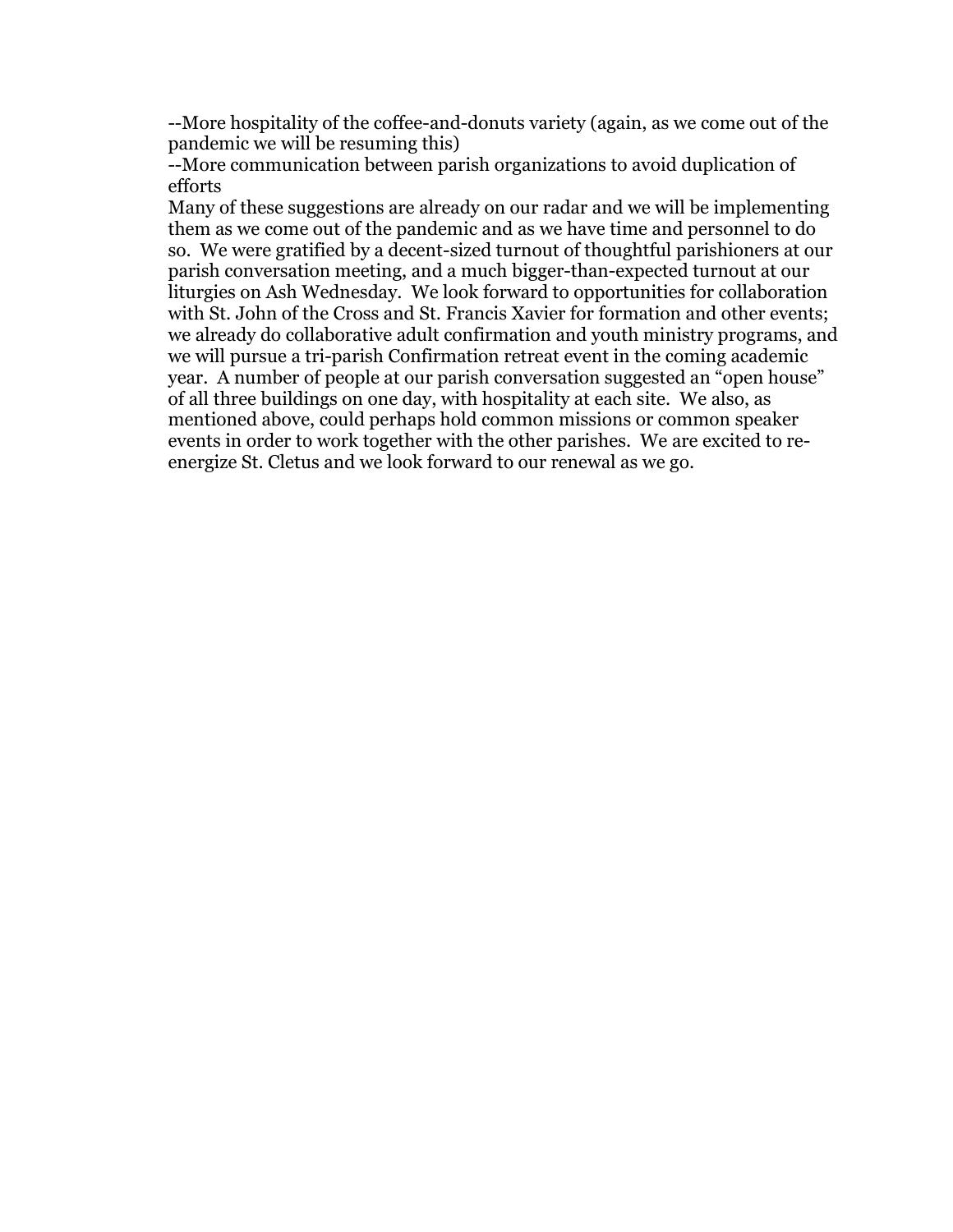--More hospitality of the coffee-and-donuts variety (again, as we come out of the pandemic we will be resuming this)

--More communication between parish organizations to avoid duplication of efforts

Many of these suggestions are already on our radar and we will be implementing them as we come out of the pandemic and as we have time and personnel to do so. We were gratified by a decent-sized turnout of thoughtful parishioners at our parish conversation meeting, and a much bigger-than-expected turnout at our liturgies on Ash Wednesday. We look forward to opportunities for collaboration with St. John of the Cross and St. Francis Xavier for formation and other events; we already do collaborative adult confirmation and youth ministry programs, and we will pursue a tri-parish Confirmation retreat event in the coming academic year. A number of people at our parish conversation suggested an "open house" of all three buildings on one day, with hospitality at each site. We also, as mentioned above, could perhaps hold common missions or common speaker events in order to work together with the other parishes. We are excited to re-energize St. Cletus and we look forward to our renewal as we go.